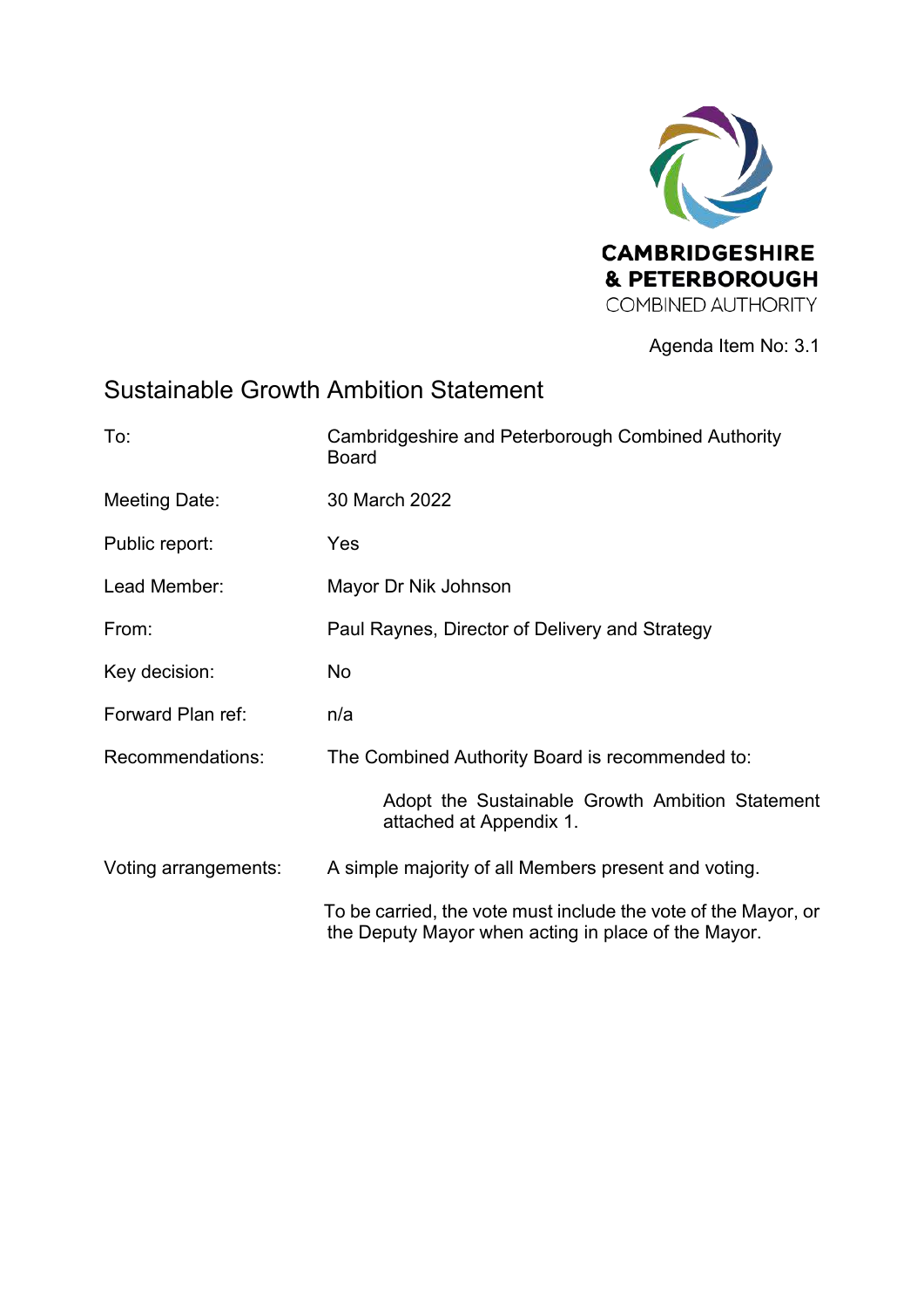CAMBRIDGESHIRE
& PETERBOROUGH
COMBINED AUTHORITY

Agenda Item No: 3.1

# Sustainable Growth Ambition Statement

| | |
|---|---|
| To: | Cambridgeshire and Peterborough Combined Authority Board |
| Meeting Date: | 30 March 2022 |
| Public report: | Yes |
| Lead Member: | Mayor Dr Nik Johnson |
| From: | Paul Raynes, Director of Delivery and Strategy |
| Key decision: | No |
| Forward Plan ref: | n/a |
| Recommendations: | The Combined Authority Board is recommended to: Adopt the Sustainable Growth Ambition Statement attached at Appendix 1. |
| Voting arrangements: | A simple majority of all Members present and voting. To be carried, the vote must include the vote of the Mayor, or the Deputy Mayor when acting in place of the Mayor. |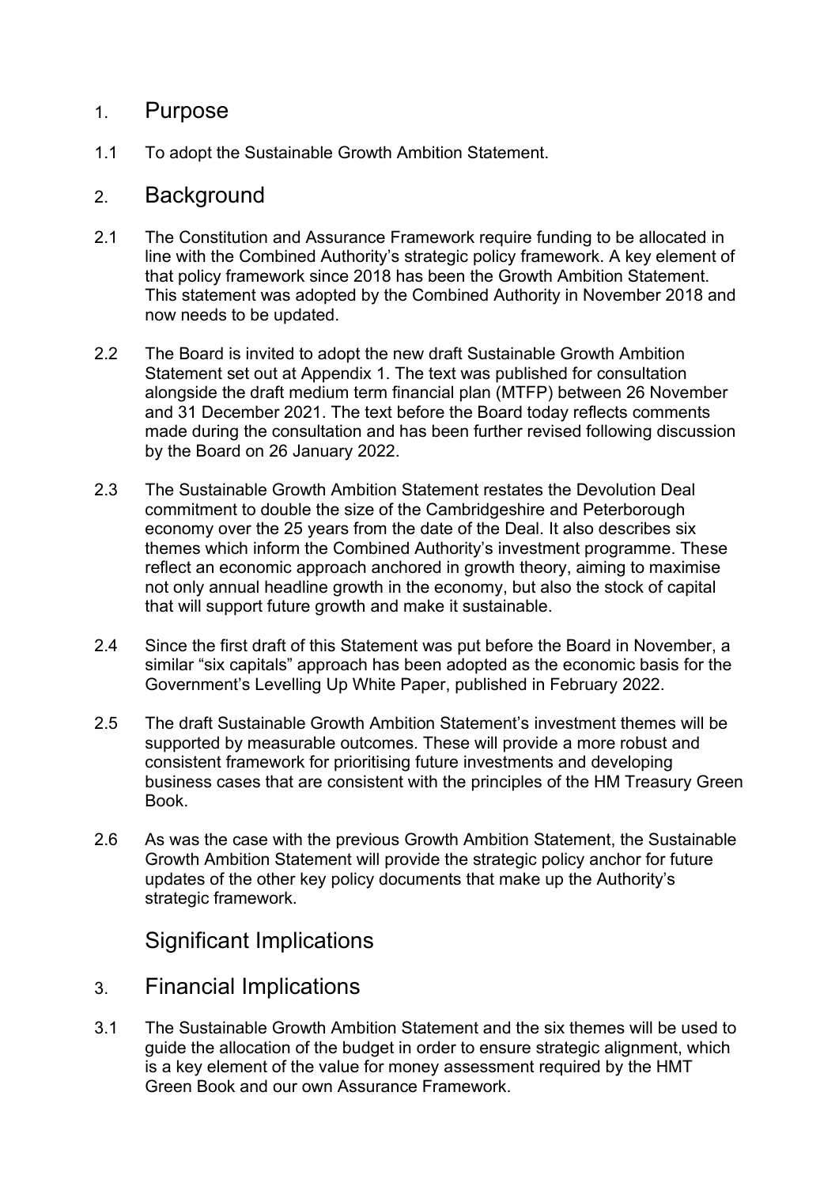## 1. Purpose

1.1 To adopt the Sustainable Growth Ambition Statement.

## 2. Background

2.1 The Constitution and Assurance Framework require funding to be allocated in line with the Combined Authority's strategic policy framework. A key element of that policy framework since 2018 has been the Growth Ambition Statement. This statement was adopted by the Combined Authority in November 2018 and now needs to be updated.

2.2 The Board is invited to adopt the new draft Sustainable Growth Ambition Statement set out at Appendix 1. The text was published for consultation alongside the draft medium term financial plan (MTFP) between 26 November and 31 December 2021. The text before the Board today reflects comments made during the consultation and has been further revised following discussion by the Board on 26 January 2022.

2.3 The Sustainable Growth Ambition Statement restates the Devolution Deal commitment to double the size of the Cambridgeshire and Peterborough economy over the 25 years from the date of the Deal. It also describes six themes which inform the Combined Authority's investment programme. These reflect an economic approach anchored in growth theory, aiming to maximise not only annual headline growth in the economy, but also the stock of capital that will support future growth and make it sustainable.

2.4 Since the first draft of this Statement was put before the Board in November, a similar "six capitals" approach has been adopted as the economic basis for the Government's Levelling Up White Paper, published in February 2022.

2.5 The draft Sustainable Growth Ambition Statement's investment themes will be supported by measurable outcomes. These will provide a more robust and consistent framework for prioritising future investments and developing business cases that are consistent with the principles of the HM Treasury Green Book.

2.6 As was the case with the previous Growth Ambition Statement, the Sustainable Growth Ambition Statement will provide the strategic policy anchor for future updates of the other key policy documents that make up the Authority's strategic framework.

## Significant Implications

## 3. Financial Implications

3.1 The Sustainable Growth Ambition Statement and the six themes will be used to guide the allocation of the budget in order to ensure strategic alignment, which is a key element of the value for money assessment required by the HMT Green Book and our own Assurance Framework.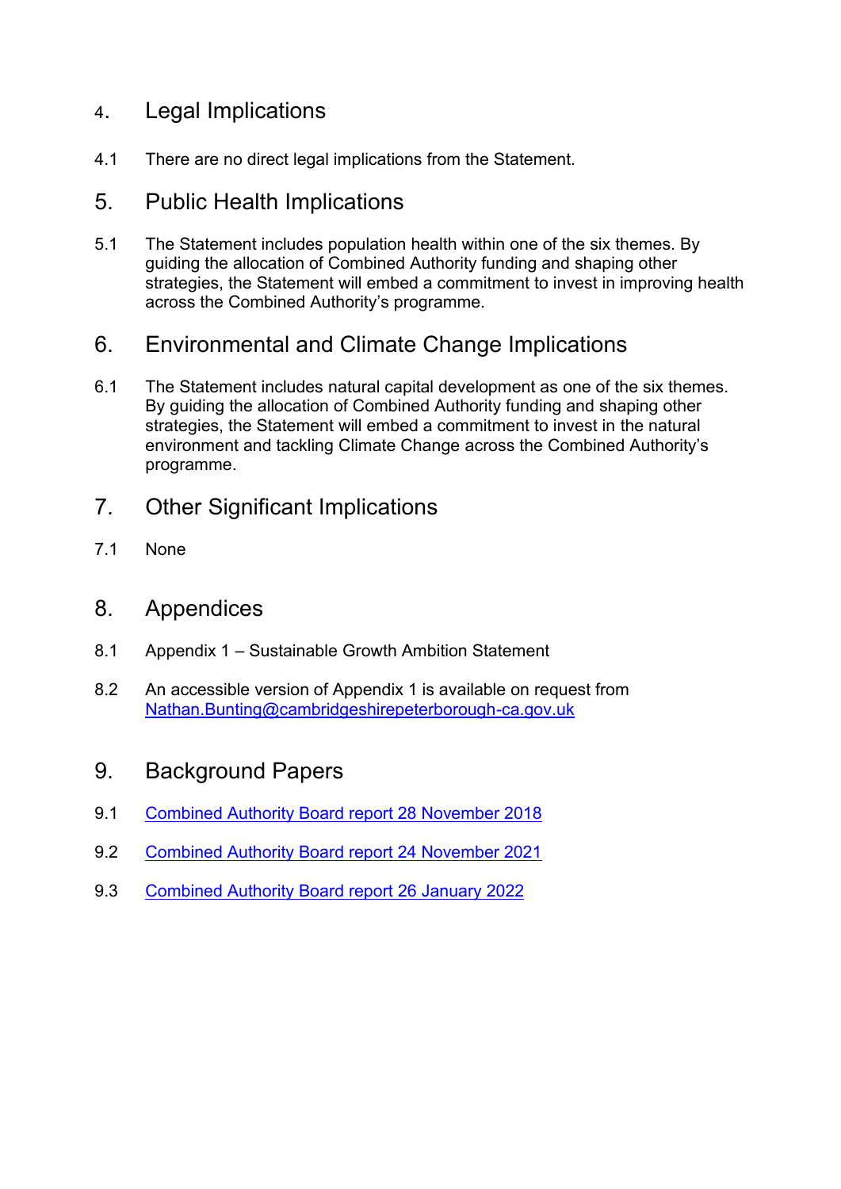## 4. Legal Implications

4.1 There are no direct legal implications from the Statement.

## 5. Public Health Implications

5.1 The Statement includes population health within one of the six themes. By guiding the allocation of Combined Authority funding and shaping other strategies, the Statement will embed a commitment to invest in improving health across the Combined Authority's programme.

## 6. Environmental and Climate Change Implications

6.1 The Statement includes natural capital development as one of the six themes. By guiding the allocation of Combined Authority funding and shaping other strategies, the Statement will embed a commitment to invest in the natural environment and tackling Climate Change across the Combined Authority's programme.

## 7. Other Significant Implications

7.1 None

## 8. Appendices

8.1 Appendix 1 – Sustainable Growth Ambition Statement

8.2 An accessible version of Appendix 1 is available on request from Nathan.Bunting@cambridgeshirepeterborough-ca.gov.uk

## 9. Background Papers

9.1 Combined Authority Board report 28 November 2018

9.2 Combined Authority Board report 24 November 2021

9.3 Combined Authority Board report 26 January 2022